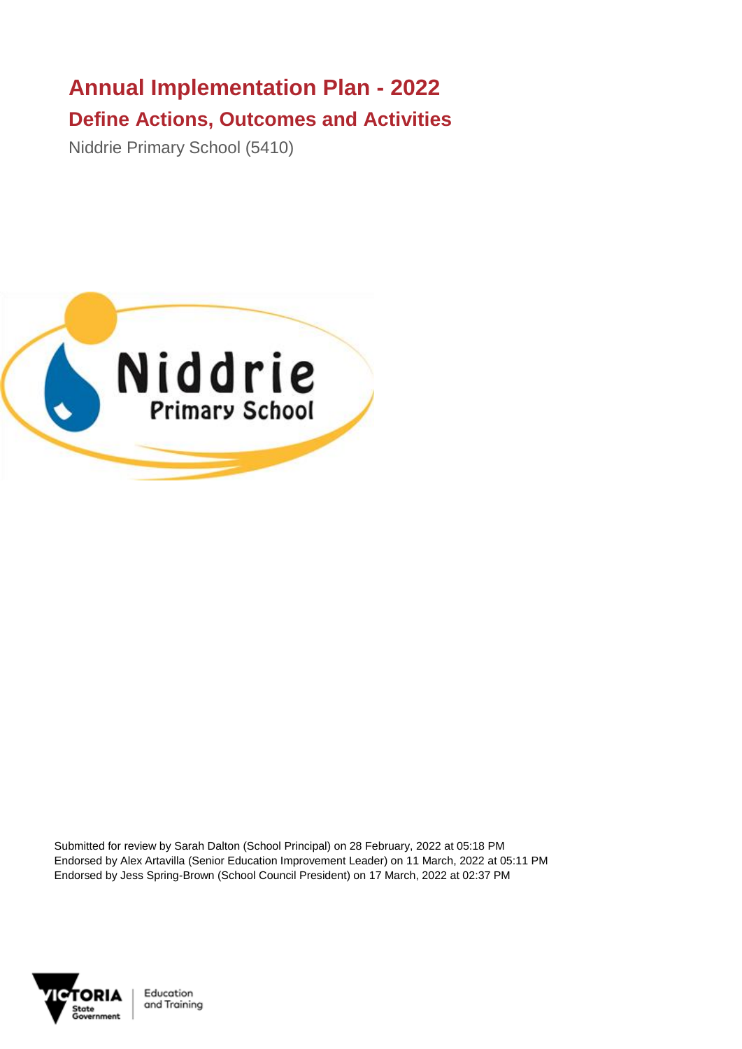# Annual Implementation Plan - 2022

## Define Actions, Outcomes and Activities

Niddrie Primary School (5410)

Submitted for review by Sarah Dalton (School Principal) on 28 February, 2022 at 05:18 PM
Endorsed by Alex Artavilla (Senior Education Improvement Leader) on 11 March, 2022 at 05:11 PM
Endorsed by Jess Spring-Brown (School Council President) on 17 March, 2022 at 02:37 PM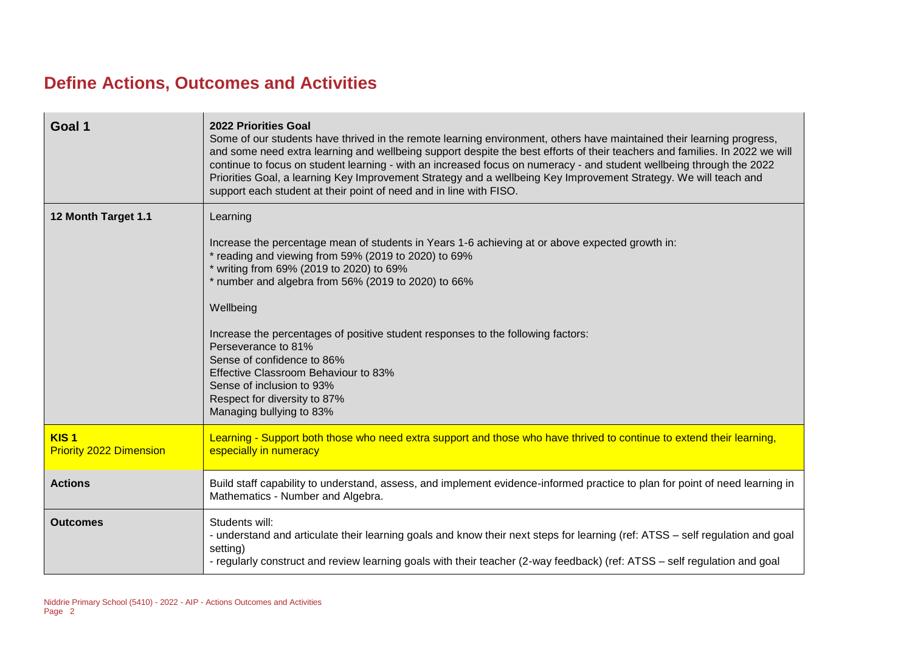## Define Actions, Outcomes and Activities

| Goal 1 | 2022 Priorities Goal<br>Some of our students have thrived in the remote learning environment, others have maintained their learning progress, and some need extra learning and wellbeing support despite the best efforts of their teachers and families. In 2022 we will continue to focus on student learning - with an increased focus on numeracy - and student wellbeing through the 2022 Priorities Goal, a learning Key Improvement Strategy and a wellbeing Key Improvement Strategy. We will teach and support each student at their point of need and in line with FISO. |
|---|---|
| **12 Month Target 1.1** | Learning<br><br>Increase the percentage mean of students in Years 1-6 achieving at or above expected growth in:<br>* reading and viewing from 59% (2019 to 2020) to 69%<br>* writing from 69% (2019 to 2020) to 69%<br>* number and algebra from 56% (2019 to 2020) to 66%<br><br>Wellbeing<br><br>Increase the percentages of positive student responses to the following factors:<br>Perseverance to 81%<br>Sense of confidence to 86%<br>Effective Classroom Behaviour to 83%<br>Sense of inclusion to 93%<br>Respect for diversity to 87%<br>Managing bullying to 83% |
| **KIS 1**<br>Priority 2022 Dimension | Learning - Support both those who need extra support and those who have thrived to continue to extend their learning, especially in numeracy |
| **Actions** | Build staff capability to understand, assess, and implement evidence-informed practice to plan for point of need learning in Mathematics - Number and Algebra. |
| **Outcomes** | Students will:<br>- understand and articulate their learning goals and know their next steps for learning (ref: ATSS – self regulation and goal setting)<br>- regularly construct and review learning goals with their teacher (2-way feedback) (ref: ATSS – self regulation and goal |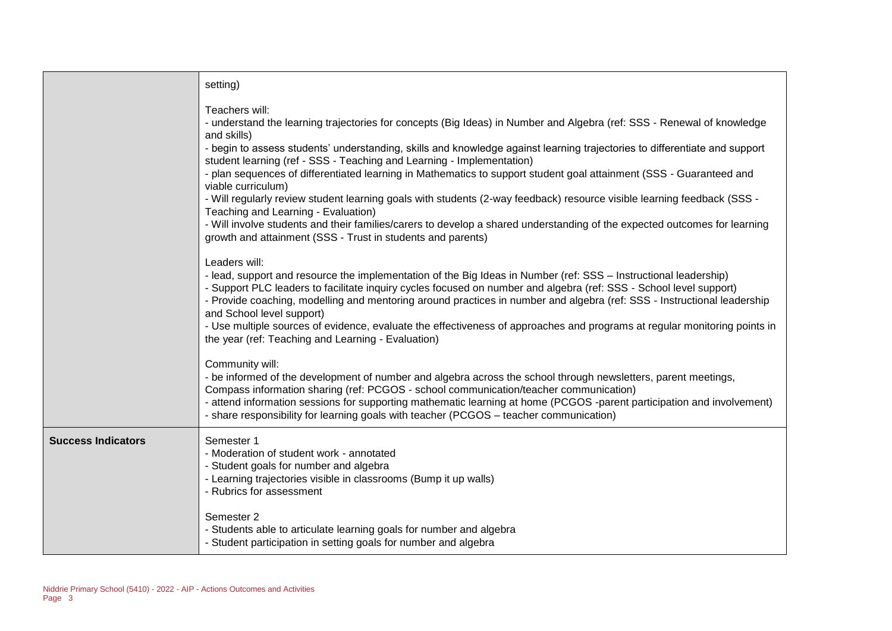| | |
|---|---|
| | setting)<br><br>Teachers will:<br>- understand the learning trajectories for concepts (Big Ideas) in Number and Algebra (ref: SSS - Renewal of knowledge and skills)<br>- begin to assess students' understanding, skills and knowledge against learning trajectories to differentiate and support student learning (ref - SSS - Teaching and Learning - Implementation)<br>- plan sequences of differentiated learning in Mathematics to support student goal attainment (SSS - Guaranteed and viable curriculum)<br>- Will regularly review student learning goals with students (2-way feedback) resource visible learning feedback (SSS - Teaching and Learning - Evaluation)<br>- Will involve students and their families/carers to develop a shared understanding of the expected outcomes for learning growth and attainment (SSS - Trust in students and parents)<br><br>Leaders will:<br>- lead, support and resource the implementation of the Big Ideas in Number (ref: SSS – Instructional leadership)<br>- Support PLC leaders to facilitate inquiry cycles focused on number and algebra (ref: SSS - School level support)<br>- Provide coaching, modelling and mentoring around practices in number and algebra (ref: SSS - Instructional leadership and School level support)<br>- Use multiple sources of evidence, evaluate the effectiveness of approaches and programs at regular monitoring points in the year (ref: Teaching and Learning - Evaluation)<br><br>Community will:<br>- be informed of the development of number and algebra across the school through newsletters, parent meetings, Compass information sharing (ref: PCGOS - school communication/teacher communication)<br>- attend information sessions for supporting mathematic learning at home (PCGOS -parent participation and involvement)<br>- share responsibility for learning goals with teacher (PCGOS – teacher communication) |
| **Success Indicators** | Semester 1<br>- Moderation of student work - annotated<br>- Student goals for number and algebra<br>- Learning trajectories visible in classrooms (Bump it up walls)<br>- Rubrics for assessment<br><br>Semester 2<br>- Students able to articulate learning goals for number and algebra<br>- Student participation in setting goals for number and algebra |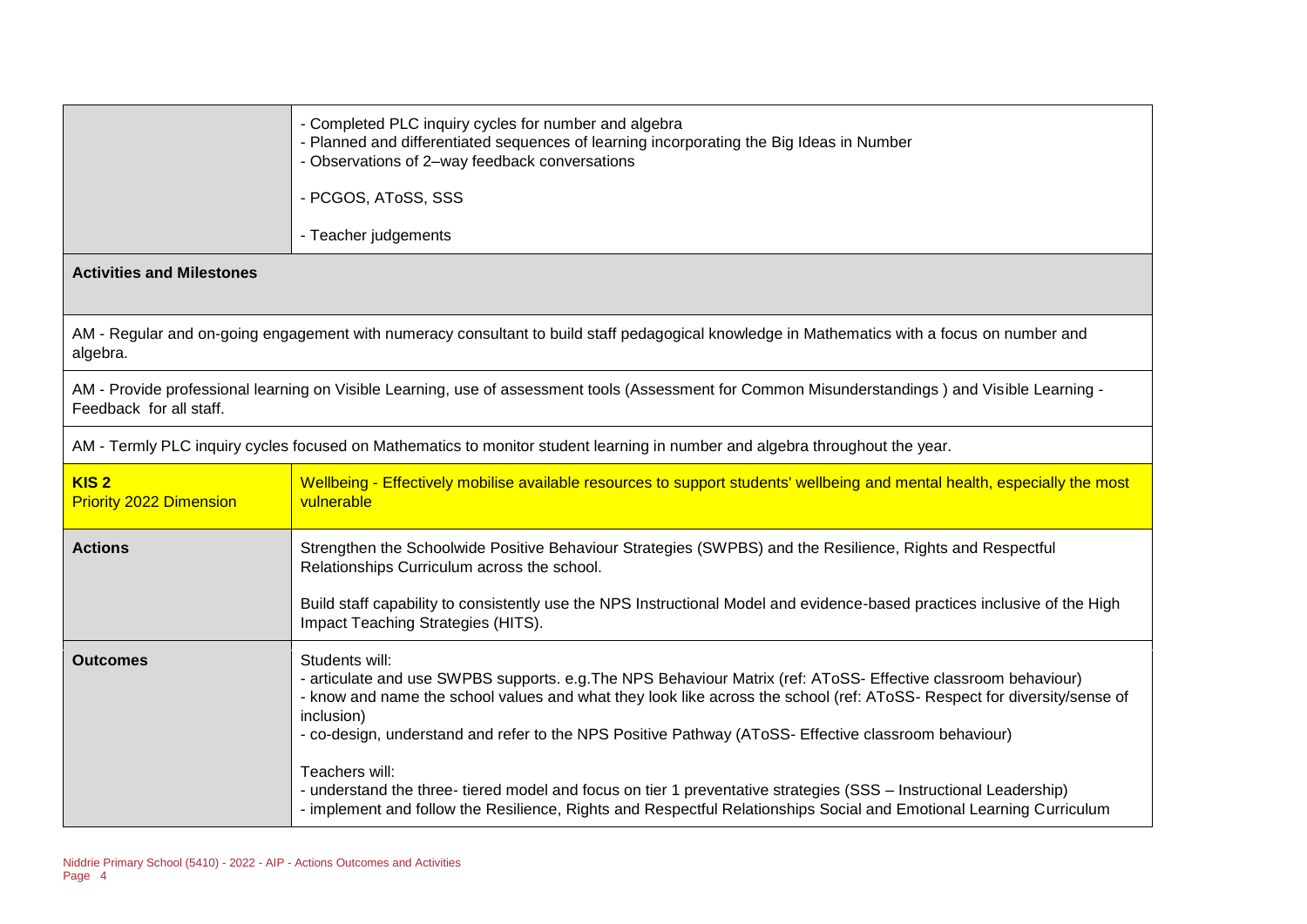| | |
|---|---|
| | - Completed PLC inquiry cycles for number and algebra<br>- Planned and differentiated sequences of learning incorporating the Big Ideas in Number<br>- Observations of 2–way feedback conversations<br><br>- PCGOS, AToSS, SSS<br><br>- Teacher judgements |
| **Activities and Milestones** | |
| AM - Regular and on-going engagement with numeracy consultant to build staff pedagogical knowledge in Mathematics with a focus on number and algebra. | |
| AM - Provide professional learning on Visible Learning, use of assessment tools (Assessment for Common Misunderstandings ) and Visible Learning - Feedback for all staff. | |
| AM - Termly PLC inquiry cycles focused on Mathematics to monitor student learning in number and algebra throughout the year. | |
| **KIS 2**<br>Priority 2022 Dimension | Wellbeing - Effectively mobilise available resources to support students' wellbeing and mental health, especially the most vulnerable |
| **Actions** | Strengthen the Schoolwide Positive Behaviour Strategies (SWPBS) and the Resilience, Rights and Respectful Relationships Curriculum across the school.<br><br>Build staff capability to consistently use the NPS Instructional Model and evidence-based practices inclusive of the High Impact Teaching Strategies (HITS). |
| **Outcomes** | Students will:<br>- articulate and use SWPBS supports. e.g.The NPS Behaviour Matrix (ref: AToSS- Effective classroom behaviour)<br>- know and name the school values and what they look like across the school (ref: AToSS- Respect for diversity/sense of inclusion)<br>- co-design, understand and refer to the NPS Positive Pathway (AToSS- Effective classroom behaviour)<br><br>Teachers will:<br>- understand the three- tiered model and focus on tier 1 preventative strategies (SSS – Instructional Leadership)<br>- implement and follow the Resilience, Rights and Respectful Relationships Social and Emotional Learning Curriculum |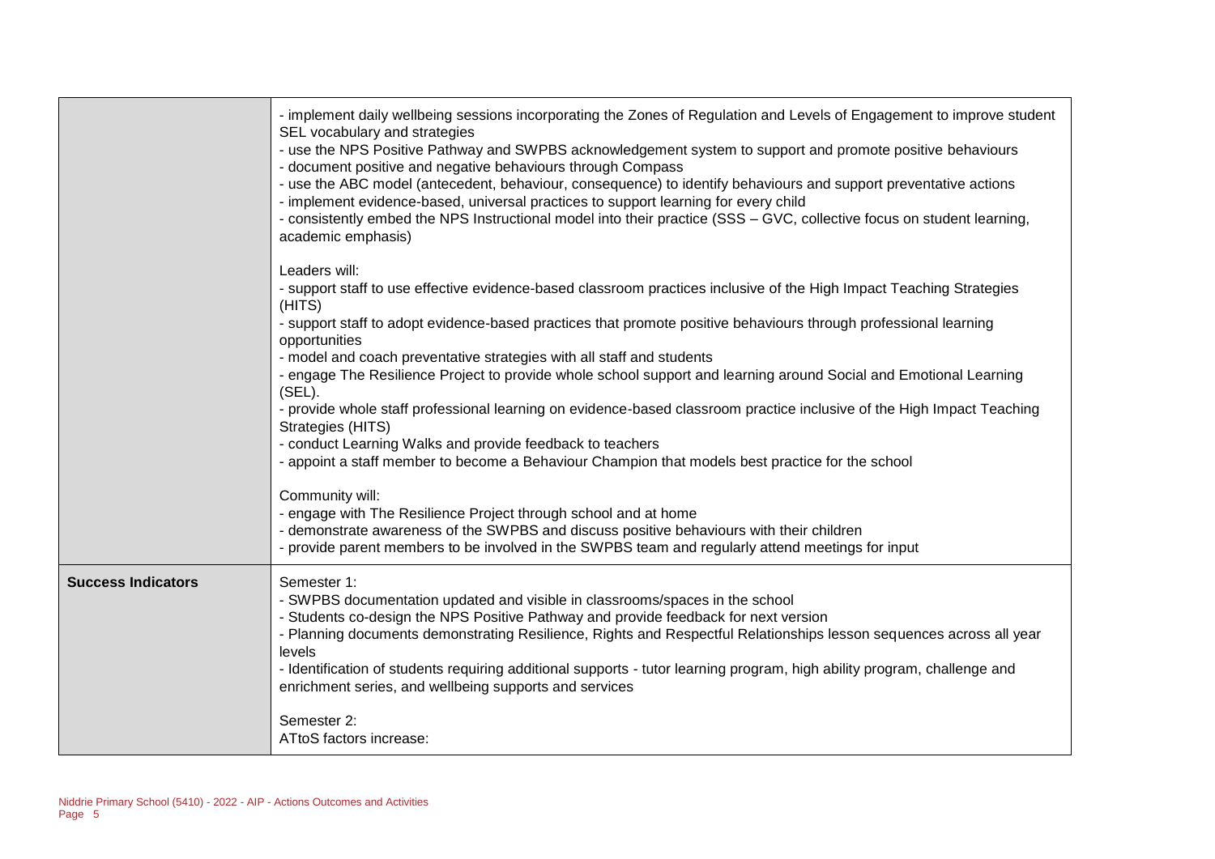| | |
|---|---|
| | - implement daily wellbeing sessions incorporating the Zones of Regulation and Levels of Engagement to improve student SEL vocabulary and strategies<br>- use the NPS Positive Pathway and SWPBS acknowledgement system to support and promote positive behaviours<br>- document positive and negative behaviours through Compass<br>- use the ABC model (antecedent, behaviour, consequence) to identify behaviours and support preventative actions<br>- implement evidence-based, universal practices to support learning for every child<br>- consistently embed the NPS Instructional model into their practice (SSS – GVC, collective focus on student learning, academic emphasis)<br><br>Leaders will:<br>- support staff to use effective evidence-based classroom practices inclusive of the High Impact Teaching Strategies (HITS)<br>- support staff to adopt evidence-based practices that promote positive behaviours through professional learning opportunities<br>- model and coach preventative strategies with all staff and students<br>- engage The Resilience Project to provide whole school support and learning around Social and Emotional Learning (SEL).<br>- provide whole staff professional learning on evidence-based classroom practice inclusive of the High Impact Teaching Strategies (HITS)<br>- conduct Learning Walks and provide feedback to teachers<br>- appoint a staff member to become a Behaviour Champion that models best practice for the school<br><br>Community will:<br>- engage with The Resilience Project through school and at home<br>- demonstrate awareness of the SWPBS and discuss positive behaviours with their children<br>- provide parent members to be involved in the SWPBS team and regularly attend meetings for input |
| **Success Indicators** | Semester 1:<br>- SWPBS documentation updated and visible in classrooms/spaces in the school<br>- Students co-design the NPS Positive Pathway and provide feedback for next version<br>- Planning documents demonstrating Resilience, Rights and Respectful Relationships lesson sequences across all year levels<br>- Identification of students requiring additional supports - tutor learning program, high ability program, challenge and enrichment series, and wellbeing supports and services<br><br>Semester 2:<br>ATtoS factors increase: |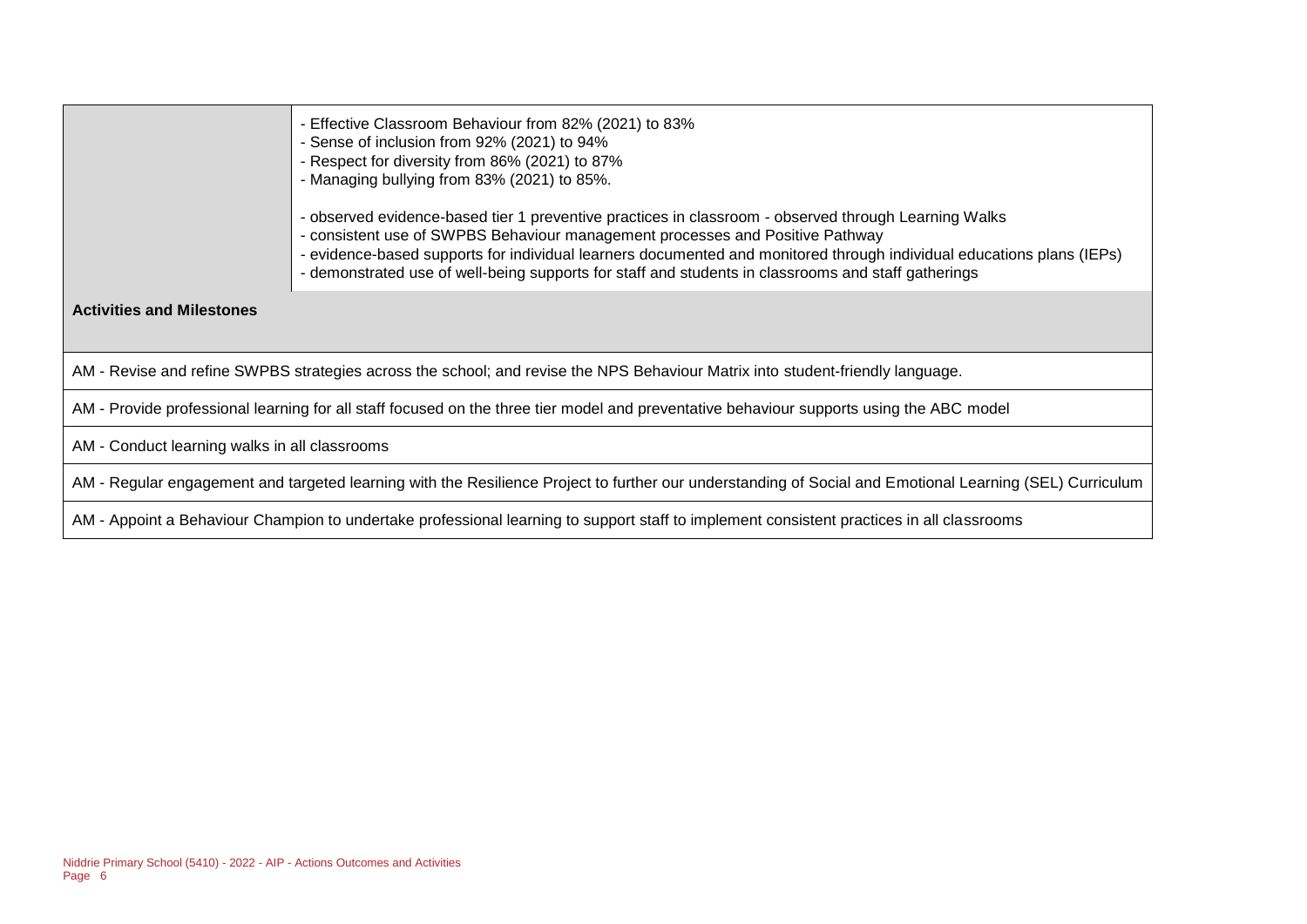| | |
|---|---|
| | - Effective Classroom Behaviour from 82% (2021) to 83%<br>- Sense of inclusion from 92% (2021) to 94%<br>- Respect for diversity from 86% (2021) to 87%<br>- Managing bullying from 83% (2021) to 85%.<br><br>- observed evidence-based tier 1 preventive practices in classroom - observed through Learning Walks<br>- consistent use of SWPBS Behaviour management processes and Positive Pathway<br>- evidence-based supports for individual learners documented and monitored through individual educations plans (IEPs)<br>- demonstrated use of well-being supports for staff and students in classrooms and staff gatherings |
| **Activities and Milestones** | |
| AM - Revise and refine SWPBS strategies across the school; and revise the NPS Behaviour Matrix into student-friendly language. | |
| AM - Provide professional learning for all staff focused on the three tier model and preventative behaviour supports using the ABC model | |
| AM - Conduct learning walks in all classrooms | |
| AM - Regular engagement and targeted learning with the Resilience Project to further our understanding of Social and Emotional Learning (SEL) Curriculum | |
| AM - Appoint a Behaviour Champion to undertake professional learning to support staff to implement consistent practices in all classrooms | |